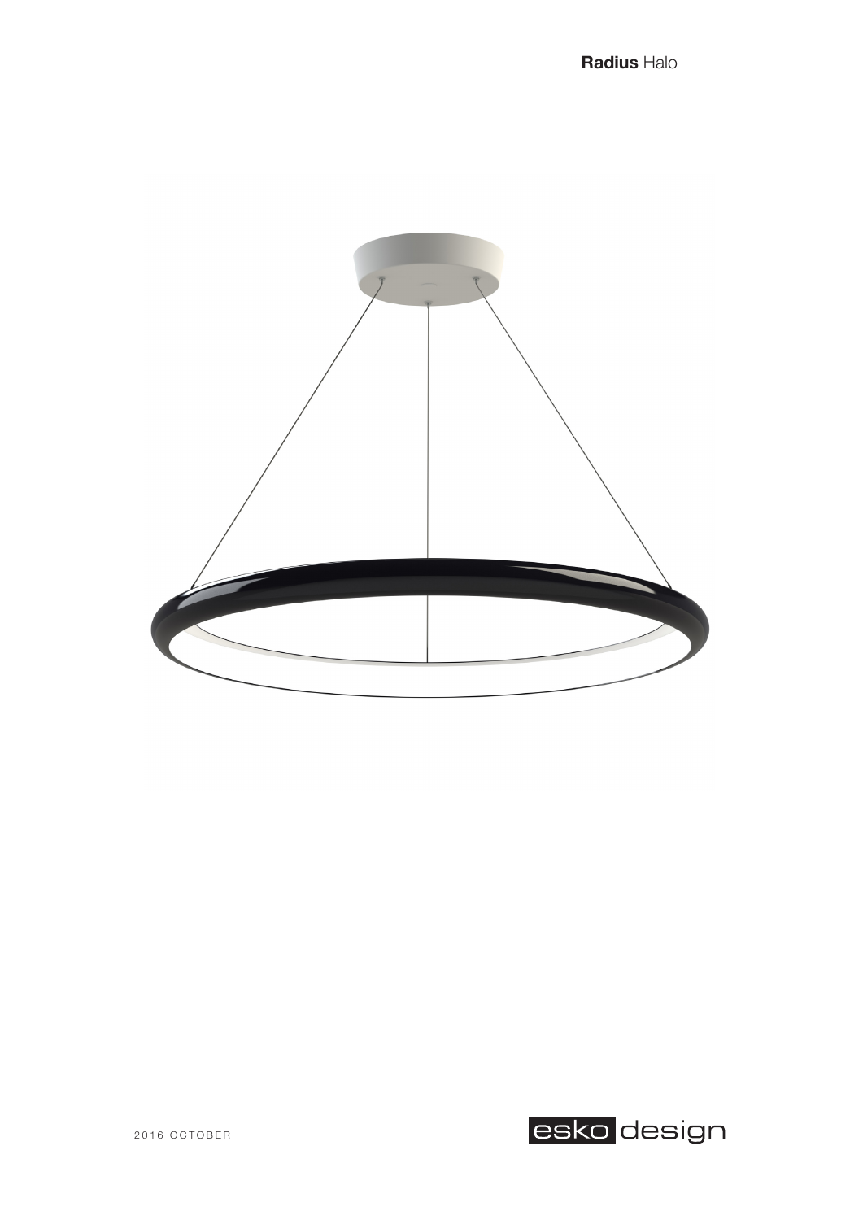# **Radius** Halo

2016 OCTOBER

esko design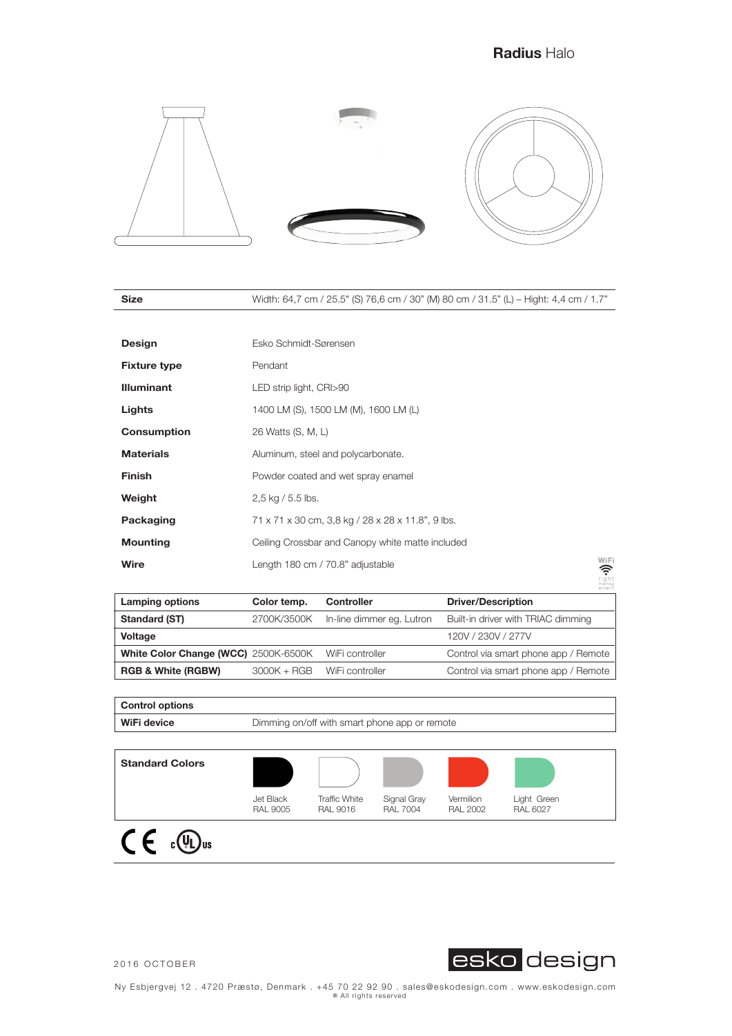# **Radius** Halo

| | |
|---|---|
| **Size** | Width: 64,7 cm / 25.5" (S) 76,6 cm / 30" (M) 80 cm / 31.5" (L) – Hight: 4,4 cm / 1.7" |

| | |
|---|---|
| **Design** | Esko Schmidt-Sørensen |
| **Fixture type** | Pendant |
| **Illuminant** | LED strip light, CRI>90 |
| **Lights** | 1400 LM (S), 1500 LM (M), 1600 LM (L) |
| **Consumption** | 26 Watts (S, M, L) |
| **Materials** | Aluminum, steel and polycarbonate. |
| **Finish** | Powder coated and wet spray enamel |
| **Weight** | 2,5 kg / 5.5 lbs. |
| **Packaging** | 71 x 71 x 30 cm, 3,8 kg / 28 x 28 x 11.8", 9 lbs. |
| **Mounting** | Ceiling Crossbar and Canopy white matte included |
| **Wire** | Length 180 cm / 70.8" adjustable |

| **Lamping options** | **Color temp.** | **Controller** | **Driver/Description** |
|---|---|---|---|
| **Standard (ST)** | 2700K/3500K | In-line dimmer eg. Lutron | Built-in driver with TRIAC dimming |
| **Voltage** | | | 120V / 230V / 277V |
| **White Color Change (WCC)** | 2500K-6500K | WiFi controller | Control via smart phone app / Remote |
| **RGB & White (RGBW)** | 3000K + RGB | WiFi controller | Control via smart phone app / Remote |

| **Control options** | |
|---|---|
| **WiFi device** | Dimming on/off with smart phone app or remote |

| **Standard Colors** | | | | | |
|---|---|---|---|---|---|
| | Jet Black RAL 9005 | Traffic White RAL 9016 | Signal Gray RAL 7004 | Vermilion RAL 2002 | Light Green RAL 6027 |

2016 OCTOBER

esko design

Ny Esbjergvej 12 . 4720 Præstø, Denmark . +45 70 22 92 90 . sales@eskodesign.com . www.eskodesign.com
® All rights reserved